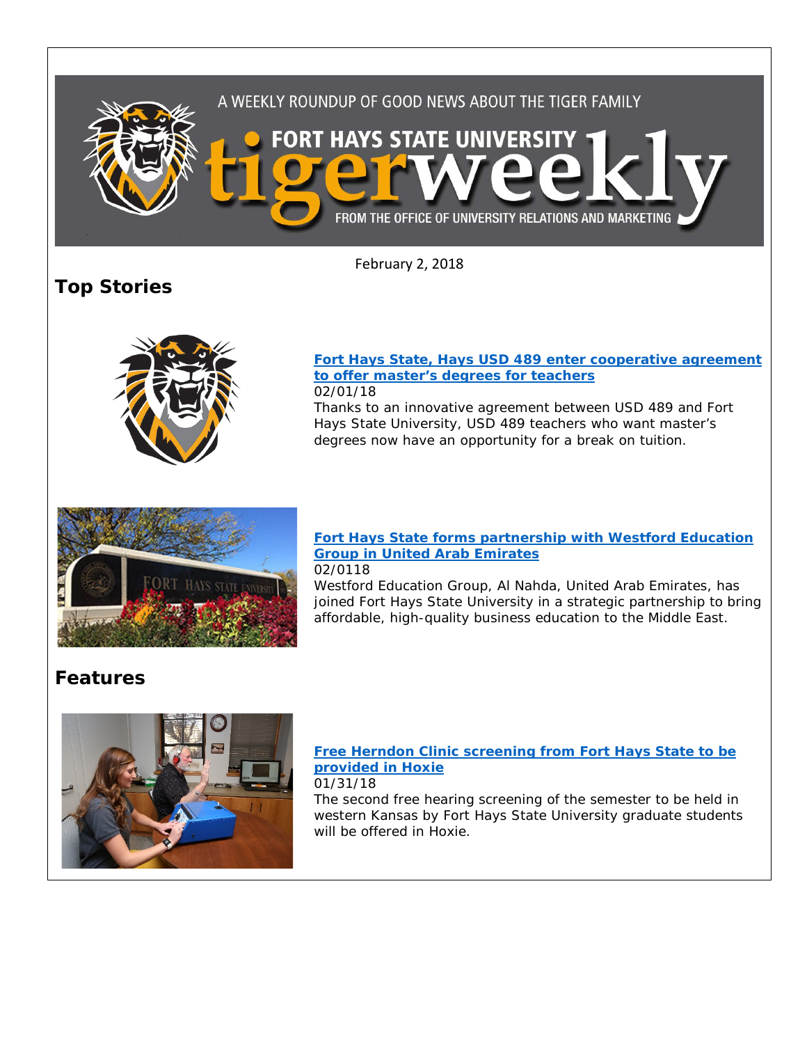A WEEKLY ROUNDUP OF GOOD NEWS ABOUT THE TIGER FAMILY

FORT HAYS STATE UNIVERSITY tigerweekly

FROM THE OFFICE OF UNIVERSITY RELATIONS AND MARKETING

February 2, 2018

## Top Stories

**Fort Hays State, Hays USD 489 enter cooperative agreement to offer master's degrees for teachers**
02/01/18
Thanks to an innovative agreement between USD 489 and Fort Hays State University, USD 489 teachers who want master's degrees now have an opportunity for a break on tuition.

**Fort Hays State forms partnership with Westford Education Group in United Arab Emirates**
02/0118
Westford Education Group, Al Nahda, United Arab Emirates, has joined Fort Hays State University in a strategic partnership to bring affordable, high-quality business education to the Middle East.

## Features

**Free Herndon Clinic screening from Fort Hays State to be provided in Hoxie**
01/31/18
The second free hearing screening of the semester to be held in western Kansas by Fort Hays State University graduate students will be offered in Hoxie.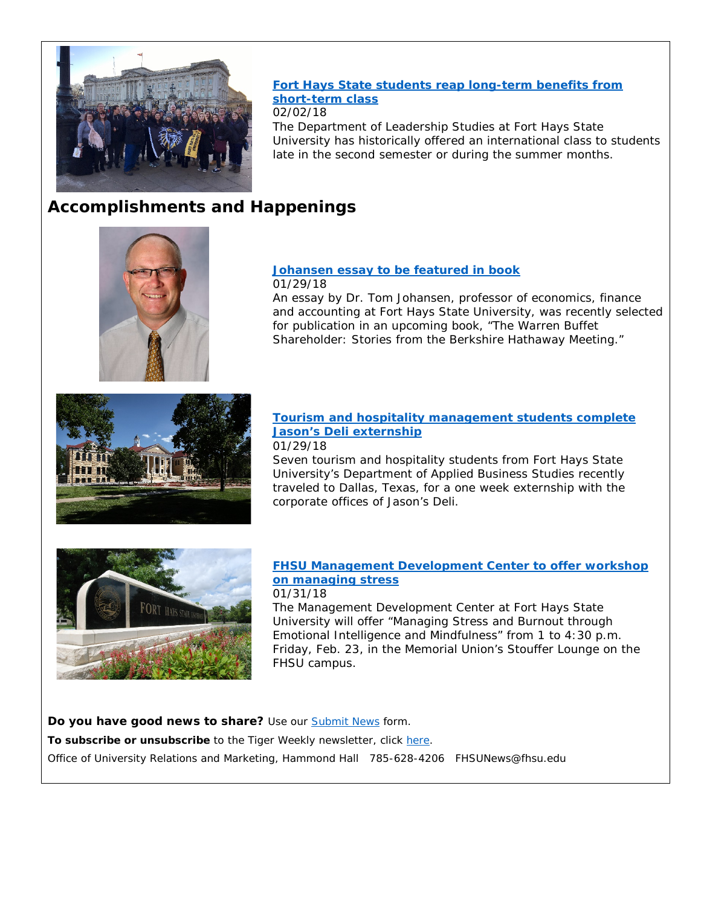**Fort Hays State students reap long-term benefits from short-term class**
02/02/18
The Department of Leadership Studies at Fort Hays State University has historically offered an international class to students late in the second semester or during the summer months.

## Accomplishments and Happenings

**Johansen essay to be featured in book**
01/29/18
An essay by Dr. Tom Johansen, professor of economics, finance and accounting at Fort Hays State University, was recently selected for publication in an upcoming book, "The Warren Buffet Shareholder: Stories from the Berkshire Hathaway Meeting."

**Tourism and hospitality management students complete Jason's Deli externship**
01/29/18
Seven tourism and hospitality students from Fort Hays State University's Department of Applied Business Studies recently traveled to Dallas, Texas, for a one week externship with the corporate offices of Jason's Deli.

**FHSU Management Development Center to offer workshop on managing stress**
01/31/18
The Management Development Center at Fort Hays State University will offer "Managing Stress and Burnout through Emotional Intelligence and Mindfulness" from 1 to 4:30 p.m. Friday, Feb. 23, in the Memorial Union's Stouffer Lounge on the FHSU campus.

**Do you have good news to share?** Use our Submit News form.

**To subscribe or unsubscribe** to the Tiger Weekly newsletter, click here.

Office of University Relations and Marketing, Hammond Hall 785-628-4206 FHSUNews@fhsu.edu